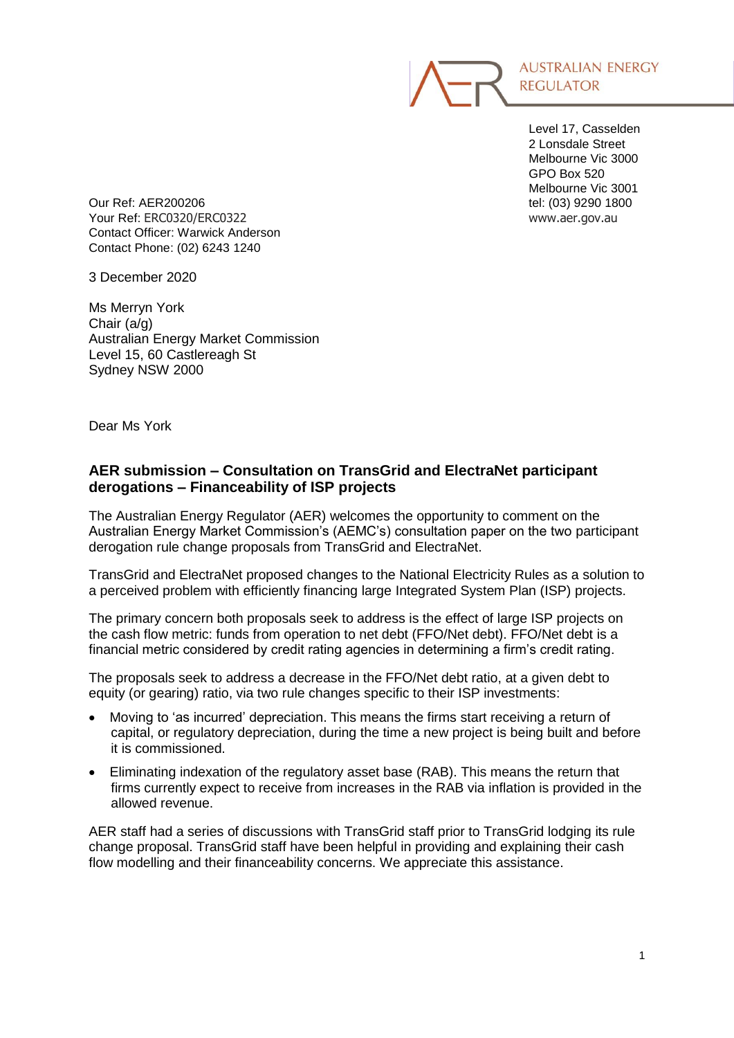AUSTRALIAN ENERGY REGULATOR

Level 17, Casselden
2 Lonsdale Street
Melbourne Vic 3000
GPO Box 520
Melbourne Vic 3001
tel: (03) 9290 1800
www.aer.gov.au

Our Ref: AER200206
Your Ref: ERC0320/ERC0322
Contact Officer: Warwick Anderson
Contact Phone: (02) 6243 1240

3 December 2020

Ms Merryn York
Chair (a/g)
Australian Energy Market Commission
Level 15, 60 Castlereagh St
Sydney NSW 2000

Dear Ms York

**AER submission – Consultation on TransGrid and ElectraNet participant derogations – Financeability of ISP projects**

The Australian Energy Regulator (AER) welcomes the opportunity to comment on the Australian Energy Market Commission's (AEMC's) consultation paper on the two participant derogation rule change proposals from TransGrid and ElectraNet.

TransGrid and ElectraNet proposed changes to the National Electricity Rules as a solution to a perceived problem with efficiently financing large Integrated System Plan (ISP) projects.

The primary concern both proposals seek to address is the effect of large ISP projects on the cash flow metric: funds from operation to net debt (FFO/Net debt). FFO/Net debt is a financial metric considered by credit rating agencies in determining a firm's credit rating.

The proposals seek to address a decrease in the FFO/Net debt ratio, at a given debt to equity (or gearing) ratio, via two rule changes specific to their ISP investments:

- Moving to 'as incurred' depreciation. This means the firms start receiving a return of capital, or regulatory depreciation, during the time a new project is being built and before it is commissioned.
- Eliminating indexation of the regulatory asset base (RAB). This means the return that firms currently expect to receive from increases in the RAB via inflation is provided in the allowed revenue.

AER staff had a series of discussions with TransGrid staff prior to TransGrid lodging its rule change proposal. TransGrid staff have been helpful in providing and explaining their cash flow modelling and their financeability concerns. We appreciate this assistance.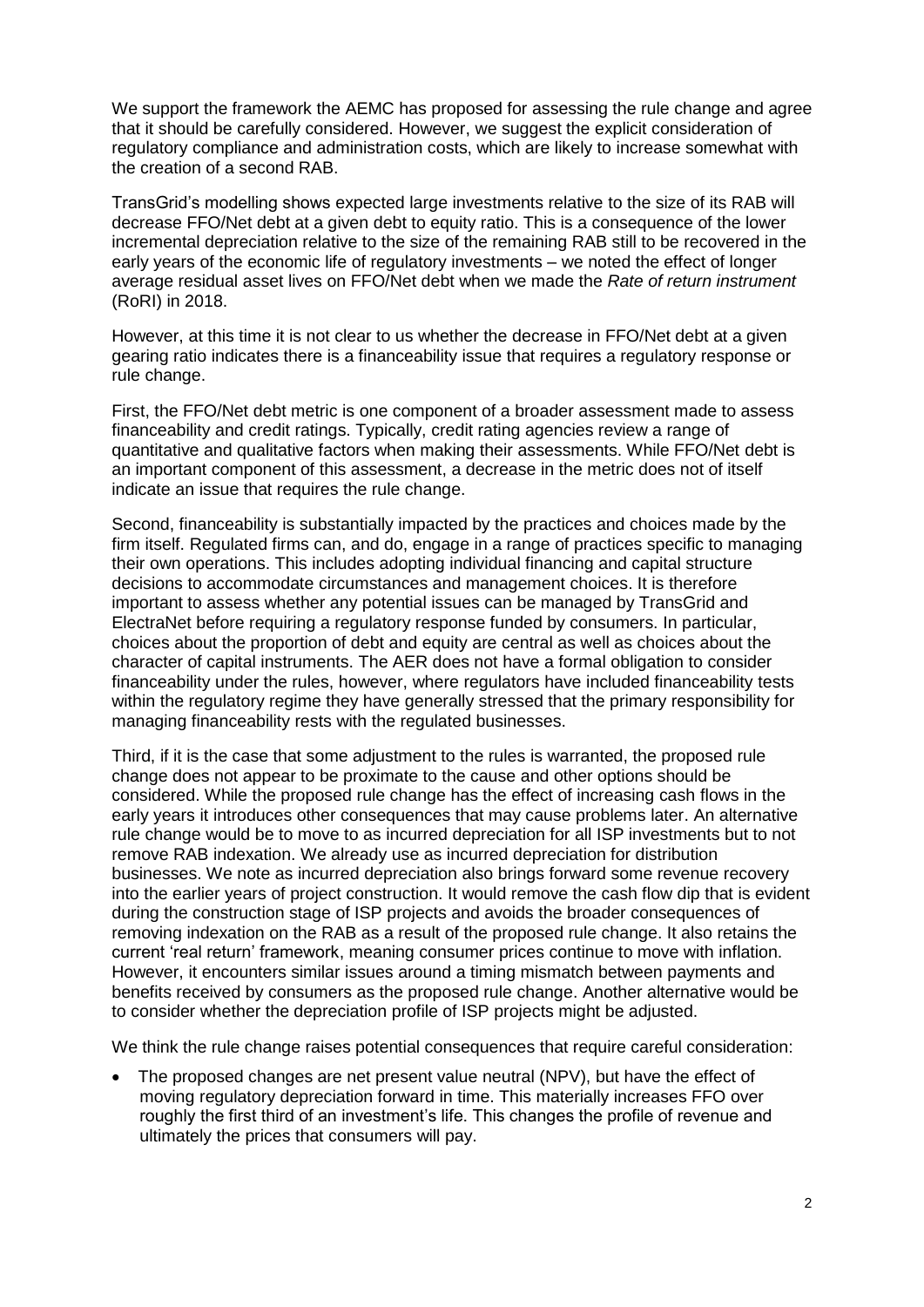We support the framework the AEMC has proposed for assessing the rule change and agree that it should be carefully considered. However, we suggest the explicit consideration of regulatory compliance and administration costs, which are likely to increase somewhat with the creation of a second RAB.

TransGrid's modelling shows expected large investments relative to the size of its RAB will decrease FFO/Net debt at a given debt to equity ratio. This is a consequence of the lower incremental depreciation relative to the size of the remaining RAB still to be recovered in the early years of the economic life of regulatory investments – we noted the effect of longer average residual asset lives on FFO/Net debt when we made the *Rate of return instrument* (RoRI) in 2018.

However, at this time it is not clear to us whether the decrease in FFO/Net debt at a given gearing ratio indicates there is a financeability issue that requires a regulatory response or rule change.

First, the FFO/Net debt metric is one component of a broader assessment made to assess financeability and credit ratings. Typically, credit rating agencies review a range of quantitative and qualitative factors when making their assessments. While FFO/Net debt is an important component of this assessment, a decrease in the metric does not of itself indicate an issue that requires the rule change.

Second, financeability is substantially impacted by the practices and choices made by the firm itself. Regulated firms can, and do, engage in a range of practices specific to managing their own operations. This includes adopting individual financing and capital structure decisions to accommodate circumstances and management choices. It is therefore important to assess whether any potential issues can be managed by TransGrid and ElectraNet before requiring a regulatory response funded by consumers. In particular, choices about the proportion of debt and equity are central as well as choices about the character of capital instruments. The AER does not have a formal obligation to consider financeability under the rules, however, where regulators have included financeability tests within the regulatory regime they have generally stressed that the primary responsibility for managing financeability rests with the regulated businesses.

Third, if it is the case that some adjustment to the rules is warranted, the proposed rule change does not appear to be proximate to the cause and other options should be considered. While the proposed rule change has the effect of increasing cash flows in the early years it introduces other consequences that may cause problems later. An alternative rule change would be to move to as incurred depreciation for all ISP investments but to not remove RAB indexation. We already use as incurred depreciation for distribution businesses. We note as incurred depreciation also brings forward some revenue recovery into the earlier years of project construction. It would remove the cash flow dip that is evident during the construction stage of ISP projects and avoids the broader consequences of removing indexation on the RAB as a result of the proposed rule change. It also retains the current 'real return' framework, meaning consumer prices continue to move with inflation. However, it encounters similar issues around a timing mismatch between payments and benefits received by consumers as the proposed rule change. Another alternative would be to consider whether the depreciation profile of ISP projects might be adjusted.

We think the rule change raises potential consequences that require careful consideration:

- The proposed changes are net present value neutral (NPV), but have the effect of moving regulatory depreciation forward in time. This materially increases FFO over roughly the first third of an investment's life. This changes the profile of revenue and ultimately the prices that consumers will pay.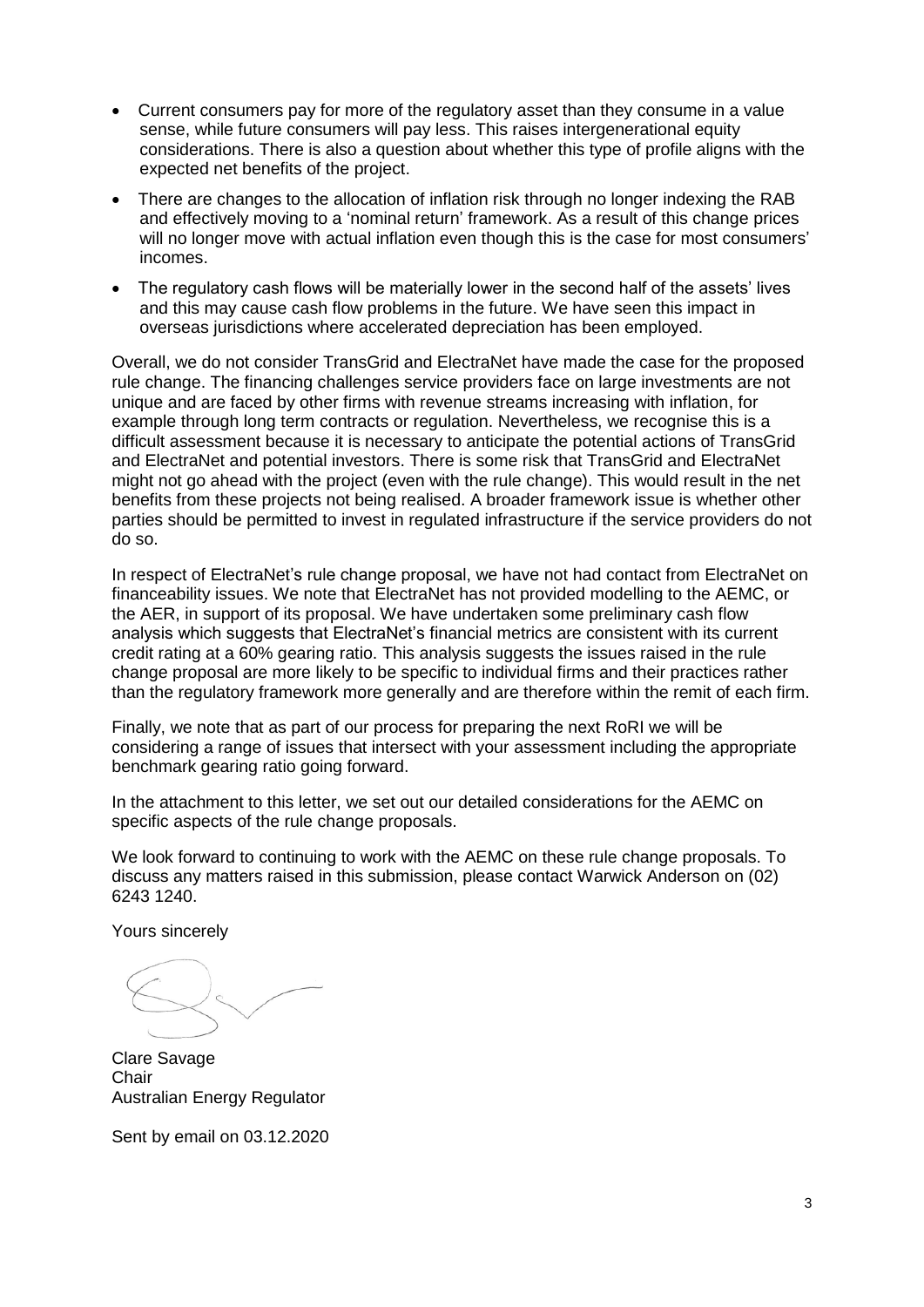- Current consumers pay for more of the regulatory asset than they consume in a value sense, while future consumers will pay less. This raises intergenerational equity considerations. There is also a question about whether this type of profile aligns with the expected net benefits of the project.
- There are changes to the allocation of inflation risk through no longer indexing the RAB and effectively moving to a 'nominal return' framework. As a result of this change prices will no longer move with actual inflation even though this is the case for most consumers' incomes.
- The regulatory cash flows will be materially lower in the second half of the assets' lives and this may cause cash flow problems in the future. We have seen this impact in overseas jurisdictions where accelerated depreciation has been employed.

Overall, we do not consider TransGrid and ElectraNet have made the case for the proposed rule change. The financing challenges service providers face on large investments are not unique and are faced by other firms with revenue streams increasing with inflation, for example through long term contracts or regulation. Nevertheless, we recognise this is a difficult assessment because it is necessary to anticipate the potential actions of TransGrid and ElectraNet and potential investors. There is some risk that TransGrid and ElectraNet might not go ahead with the project (even with the rule change). This would result in the net benefits from these projects not being realised. A broader framework issue is whether other parties should be permitted to invest in regulated infrastructure if the service providers do not do so.

In respect of ElectraNet's rule change proposal, we have not had contact from ElectraNet on financeability issues. We note that ElectraNet has not provided modelling to the AEMC, or the AER, in support of its proposal. We have undertaken some preliminary cash flow analysis which suggests that ElectraNet's financial metrics are consistent with its current credit rating at a 60% gearing ratio. This analysis suggests the issues raised in the rule change proposal are more likely to be specific to individual firms and their practices rather than the regulatory framework more generally and are therefore within the remit of each firm.

Finally, we note that as part of our process for preparing the next RoRI we will be considering a range of issues that intersect with your assessment including the appropriate benchmark gearing ratio going forward.

In the attachment to this letter, we set out our detailed considerations for the AEMC on specific aspects of the rule change proposals.

We look forward to continuing to work with the AEMC on these rule change proposals. To discuss any matters raised in this submission, please contact Warwick Anderson on (02) 6243 1240.

Yours sincerely

Clare Savage
Chair
Australian Energy Regulator

Sent by email on 03.12.2020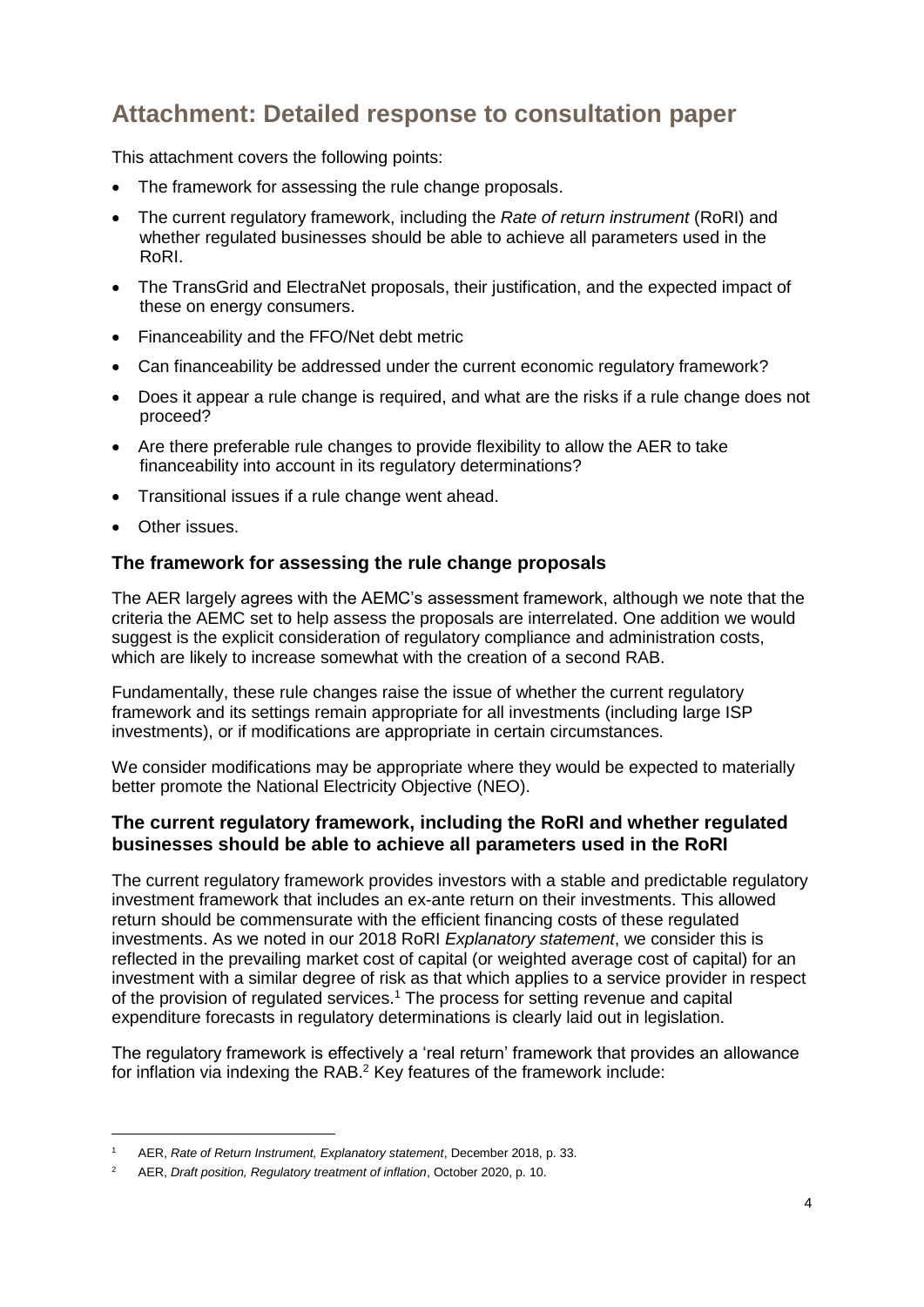# Attachment: Detailed response to consultation paper

This attachment covers the following points:

- The framework for assessing the rule change proposals.
- The current regulatory framework, including the *Rate of return instrument* (RoRI) and whether regulated businesses should be able to achieve all parameters used in the RoRI.
- The TransGrid and ElectraNet proposals, their justification, and the expected impact of these on energy consumers.
- Financeability and the FFO/Net debt metric
- Can financeability be addressed under the current economic regulatory framework?
- Does it appear a rule change is required, and what are the risks if a rule change does not proceed?
- Are there preferable rule changes to provide flexibility to allow the AER to take financeability into account in its regulatory determinations?
- Transitional issues if a rule change went ahead.
- Other issues.

### The framework for assessing the rule change proposals

The AER largely agrees with the AEMC's assessment framework, although we note that the criteria the AEMC set to help assess the proposals are interrelated. One addition we would suggest is the explicit consideration of regulatory compliance and administration costs, which are likely to increase somewhat with the creation of a second RAB.

Fundamentally, these rule changes raise the issue of whether the current regulatory framework and its settings remain appropriate for all investments (including large ISP investments), or if modifications are appropriate in certain circumstances.

We consider modifications may be appropriate where they would be expected to materially better promote the National Electricity Objective (NEO).

### The current regulatory framework, including the RoRI and whether regulated businesses should be able to achieve all parameters used in the RoRI

The current regulatory framework provides investors with a stable and predictable regulatory investment framework that includes an ex-ante return on their investments. This allowed return should be commensurate with the efficient financing costs of these regulated investments. As we noted in our 2018 RoRI *Explanatory statement*, we consider this is reflected in the prevailing market cost of capital (or weighted average cost of capital) for an investment with a similar degree of risk as that which applies to a service provider in respect of the provision of regulated services.[1] The process for setting revenue and capital expenditure forecasts in regulatory determinations is clearly laid out in legislation.

The regulatory framework is effectively a 'real return' framework that provides an allowance for inflation via indexing the RAB.[2] Key features of the framework include:

---

[1] AER, *Rate of Return Instrument, Explanatory statement*, December 2018, p. 33.

[2] AER, *Draft position, Regulatory treatment of inflation*, October 2020, p. 10.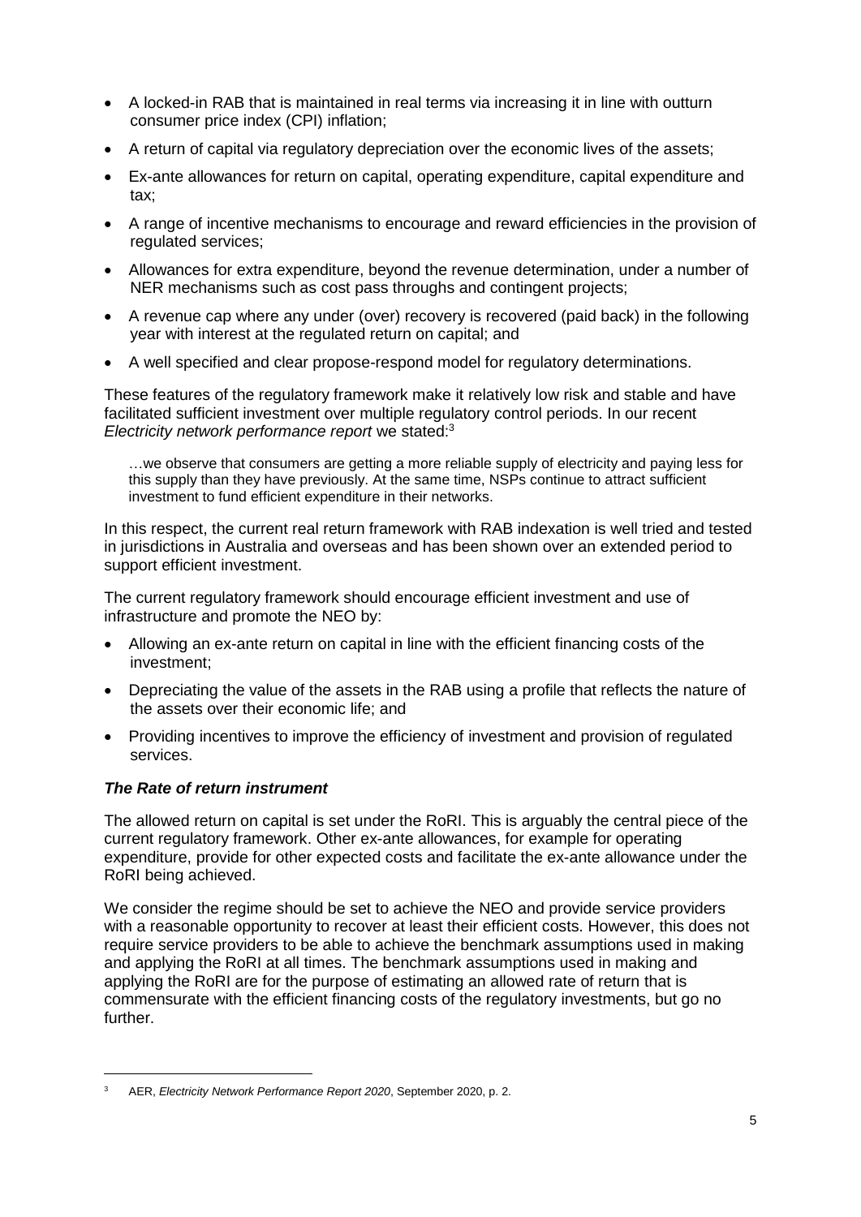- A locked-in RAB that is maintained in real terms via increasing it in line with outturn consumer price index (CPI) inflation;
- A return of capital via regulatory depreciation over the economic lives of the assets;
- Ex-ante allowances for return on capital, operating expenditure, capital expenditure and tax;
- A range of incentive mechanisms to encourage and reward efficiencies in the provision of regulated services;
- Allowances for extra expenditure, beyond the revenue determination, under a number of NER mechanisms such as cost pass throughs and contingent projects;
- A revenue cap where any under (over) recovery is recovered (paid back) in the following year with interest at the regulated return on capital; and
- A well specified and clear propose-respond model for regulatory determinations.

These features of the regulatory framework make it relatively low risk and stable and have facilitated sufficient investment over multiple regulatory control periods. In our recent *Electricity network performance report* we stated:[3]

> …we observe that consumers are getting a more reliable supply of electricity and paying less for this supply than they have previously. At the same time, NSPs continue to attract sufficient investment to fund efficient expenditure in their networks.

In this respect, the current real return framework with RAB indexation is well tried and tested in jurisdictions in Australia and overseas and has been shown over an extended period to support efficient investment.

The current regulatory framework should encourage efficient investment and use of infrastructure and promote the NEO by:

- Allowing an ex-ante return on capital in line with the efficient financing costs of the investment;
- Depreciating the value of the assets in the RAB using a profile that reflects the nature of the assets over their economic life; and
- Providing incentives to improve the efficiency of investment and provision of regulated services.

### *The Rate of return instrument*

The allowed return on capital is set under the RoRI. This is arguably the central piece of the current regulatory framework. Other ex-ante allowances, for example for operating expenditure, provide for other expected costs and facilitate the ex-ante allowance under the RoRI being achieved.

We consider the regime should be set to achieve the NEO and provide service providers with a reasonable opportunity to recover at least their efficient costs. However, this does not require service providers to be able to achieve the benchmark assumptions used in making and applying the RoRI at all times. The benchmark assumptions used in making and applying the RoRI are for the purpose of estimating an allowed rate of return that is commensurate with the efficient financing costs of the regulatory investments, but go no further.

---

[3] AER, *Electricity Network Performance Report 2020*, September 2020, p. 2.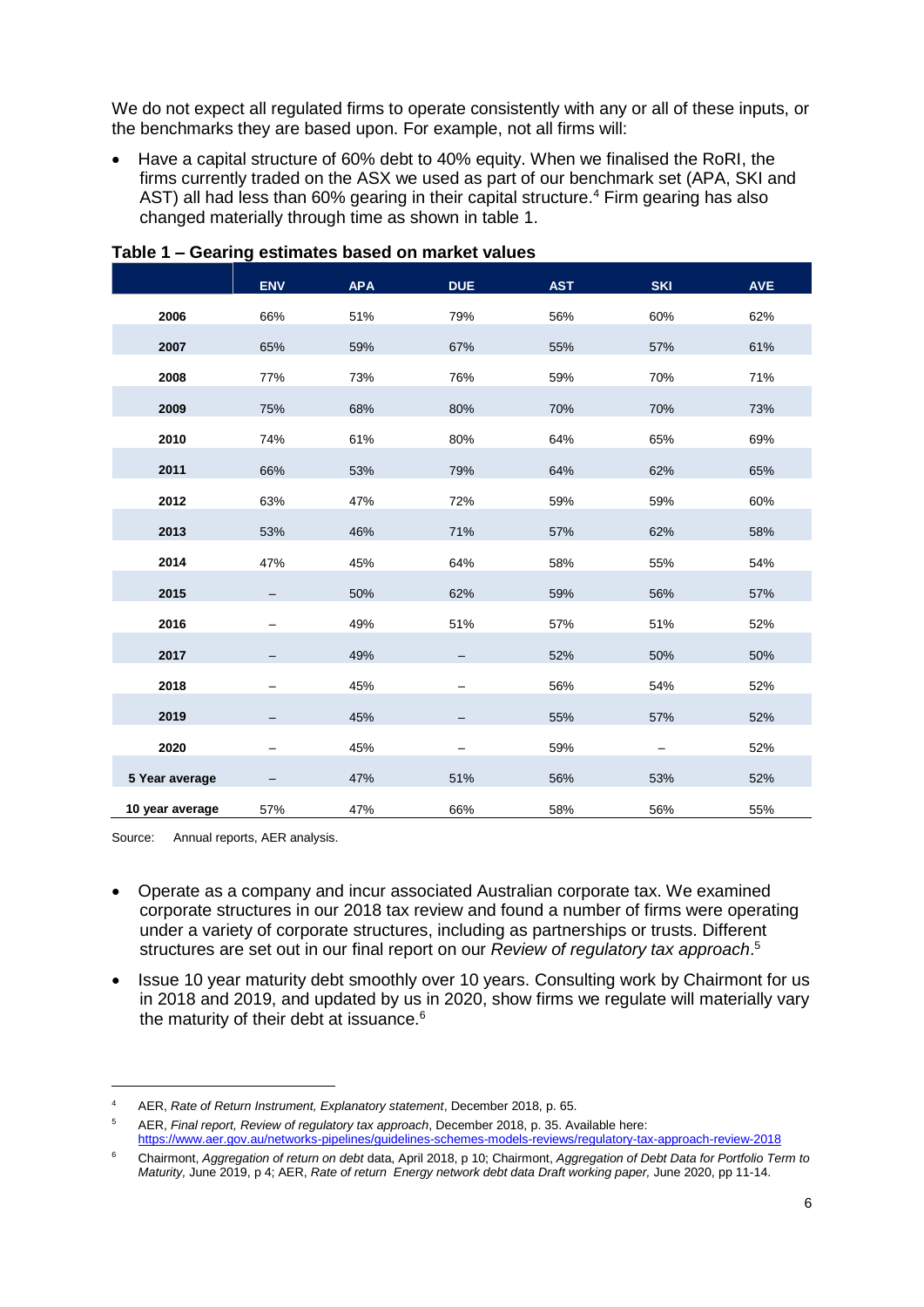We do not expect all regulated firms to operate consistently with any or all of these inputs, or the benchmarks they are based upon. For example, not all firms will:

- Have a capital structure of 60% debt to 40% equity. When we finalised the RoRI, the firms currently traded on the ASX we used as part of our benchmark set (APA, SKI and AST) all had less than 60% gearing in their capital structure.[4] Firm gearing has also changed materially through time as shown in table 1.

**Table 1 – Gearing estimates based on market values**

| | ENV | APA | DUE | AST | SKI | AVE |
|---|---|---|---|---|---|---|
| 2006 | 66% | 51% | 79% | 56% | 60% | 62% |
| 2007 | 65% | 59% | 67% | 55% | 57% | 61% |
| 2008 | 77% | 73% | 76% | 59% | 70% | 71% |
| 2009 | 75% | 68% | 80% | 70% | 70% | 73% |
| 2010 | 74% | 61% | 80% | 64% | 65% | 69% |
| 2011 | 66% | 53% | 79% | 64% | 62% | 65% |
| 2012 | 63% | 47% | 72% | 59% | 59% | 60% |
| 2013 | 53% | 46% | 71% | 57% | 62% | 58% |
| 2014 | 47% | 45% | 64% | 58% | 55% | 54% |
| 2015 | – | 50% | 62% | 59% | 56% | 57% |
| 2016 | – | 49% | 51% | 57% | 51% | 52% |
| 2017 | – | 49% | – | 52% | 50% | 50% |
| 2018 | – | 45% | – | 56% | 54% | 52% |
| 2019 | – | 45% | – | 55% | 57% | 52% |
| 2020 | – | 45% | – | 59% | – | 52% |
| **5 Year average** | – | 47% | 51% | 56% | 53% | 52% |
| **10 year average** | 57% | 47% | 66% | 58% | 56% | 55% |

Source: Annual reports, AER analysis.

- Operate as a company and incur associated Australian corporate tax. We examined corporate structures in our 2018 tax review and found a number of firms were operating under a variety of corporate structures, including as partnerships or trusts. Different structures are set out in our final report on our *Review of regulatory tax approach*.[5]

- Issue 10 year maturity debt smoothly over 10 years. Consulting work by Chairmont for us in 2018 and 2019, and updated by us in 2020, show firms we regulate will materially vary the maturity of their debt at issuance.[6]

---

[4] AER, *Rate of Return Instrument, Explanatory statement*, December 2018, p. 65.

[5] AER, *Final report, Review of regulatory tax approach*, December 2018, p. 35. Available here: https://www.aer.gov.au/networks-pipelines/guidelines-schemes-models-reviews/regulatory-tax-approach-review-2018

[6] Chairmont, *Aggregation of return on debt* data, April 2018, p 10; Chairmont, *Aggregation of Debt Data for Portfolio Term to Maturity,* June 2019, p 4; AER, *Rate of return Energy network debt data Draft working paper,* June 2020, pp 11-14.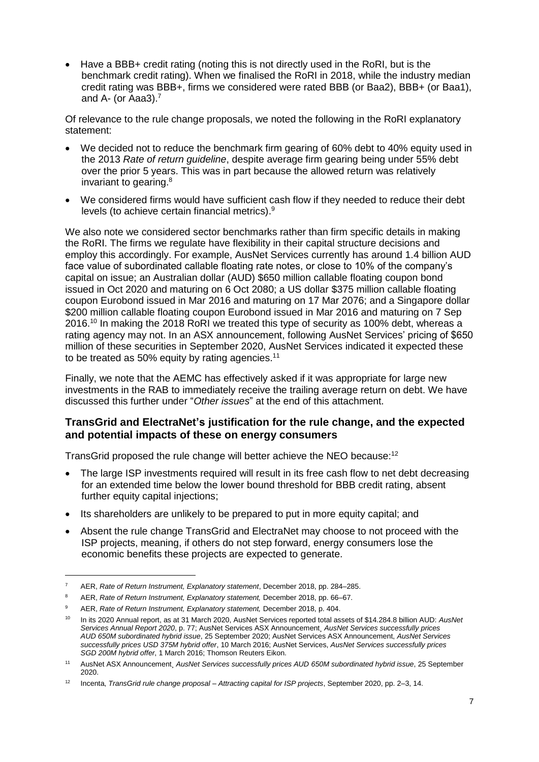- Have a BBB+ credit rating (noting this is not directly used in the RoRI, but is the benchmark credit rating). When we finalised the RoRI in 2018, while the industry median credit rating was BBB+, firms we considered were rated BBB (or Baa2), BBB+ (or Baa1), and A- (or Aaa3).[7]

Of relevance to the rule change proposals, we noted the following in the RoRI explanatory statement:

- We decided not to reduce the benchmark firm gearing of 60% debt to 40% equity used in the 2013 *Rate of return guideline*, despite average firm gearing being under 55% debt over the prior 5 years. This was in part because the allowed return was relatively invariant to gearing.[8]
- We considered firms would have sufficient cash flow if they needed to reduce their debt levels (to achieve certain financial metrics).[9]

We also note we considered sector benchmarks rather than firm specific details in making the RoRI. The firms we regulate have flexibility in their capital structure decisions and employ this accordingly. For example, AusNet Services currently has around 1.4 billion AUD face value of subordinated callable floating rate notes, or close to 10% of the company's capital on issue; an Australian dollar (AUD) $650 million callable floating coupon bond issued in Oct 2020 and maturing on 6 Oct 2080; a US dollar $375 million callable floating coupon Eurobond issued in Mar 2016 and maturing on 17 Mar 2076; and a Singapore dollar $200 million callable floating coupon Eurobond issued in Mar 2016 and maturing on 7 Sep 2016.[10] In making the 2018 RoRI we treated this type of security as 100% debt, whereas a rating agency may not. In an ASX announcement, following AusNet Services' pricing of $650 million of these securities in September 2020, AusNet Services indicated it expected these to be treated as 50% equity by rating agencies.[11]

Finally, we note that the AEMC has effectively asked if it was appropriate for large new investments in the RAB to immediately receive the trailing average return on debt. We have discussed this further under "*Other issues*" at the end of this attachment.

### TransGrid and ElectraNet's justification for the rule change, and the expected and potential impacts of these on energy consumers

TransGrid proposed the rule change will better achieve the NEO because:[12]

- The large ISP investments required will result in its free cash flow to net debt decreasing for an extended time below the lower bound threshold for BBB credit rating, absent further equity capital injections;
- Its shareholders are unlikely to be prepared to put in more equity capital; and
- Absent the rule change TransGrid and ElectraNet may choose to not proceed with the ISP projects, meaning, if others do not step forward, energy consumers lose the economic benefits these projects are expected to generate.

---

[7] AER, *Rate of Return Instrument, Explanatory statement*, December 2018, pp. 284–285.

[8] AER, *Rate of Return Instrument, Explanatory statement,* December 2018, pp. 66–67.

[9] AER, *Rate of Return Instrument, Explanatory statement,* December 2018, p. 404.

[10] In its 2020 Annual report, as at 31 March 2020, AusNet Services reported total assets of $14.284.8 billion AUD: *AusNet Services Annual Report 2020*, p. 77; AusNet Services ASX Announcement, *AusNet Services successfully prices AUD 650M subordinated hybrid issue*, 25 September 2020; AusNet Services ASX Announcement, *AusNet Services successfully prices USD 375M hybrid offer*, 10 March 2016; AusNet Services, *AusNet Services successfully prices SGD 200M hybrid offer*, 1 March 2016; Thomson Reuters Eikon.

[11] AusNet ASX Announcement, *AusNet Services successfully prices AUD 650M subordinated hybrid issue*, 25 September 2020.

[12] Incenta, *TransGrid rule change proposal – Attracting capital for ISP projects*, September 2020, pp. 2–3, 14.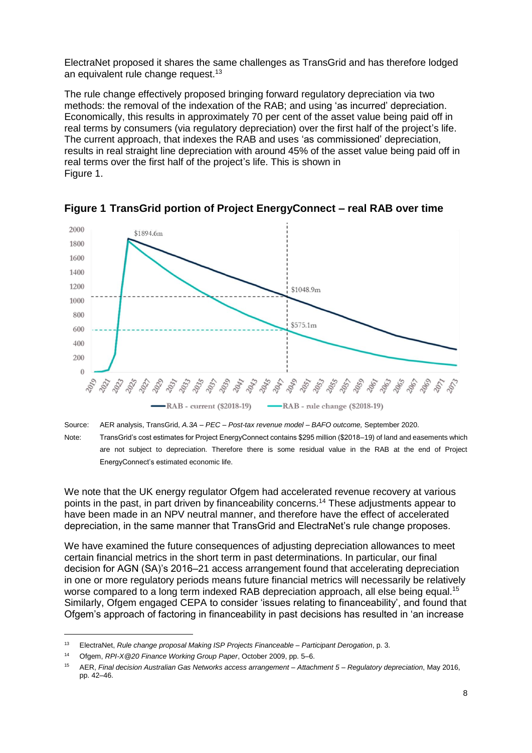ElectraNet proposed it shares the same challenges as TransGrid and has therefore lodged an equivalent rule change request.[13]

The rule change effectively proposed bringing forward regulatory depreciation via two methods: the removal of the indexation of the RAB; and using 'as incurred' depreciation. Economically, this results in approximately 70 per cent of the asset value being paid off in real terms by consumers (via regulatory depreciation) over the first half of the project's life. The current approach, that indexes the RAB and uses 'as commissioned' depreciation, results in real straight line depreciation with around 45% of the asset value being paid off in real terms over the first half of the project's life. This is shown in Figure 1.

**Figure 1 TransGrid portion of Project EnergyConnect – real RAB over time**

Source: AER analysis, TransGrid, *A.3A – PEC – Post-tax revenue model – BAFO outcome,* September 2020.

Note: TransGrid's cost estimates for Project EnergyConnect contains $295 million ($2018–19) of land and easements which are not subject to depreciation. Therefore there is some residual value in the RAB at the end of Project EnergyConnect's estimated economic life.

We note that the UK energy regulator Ofgem had accelerated revenue recovery at various points in the past, in part driven by financeability concerns.[14] These adjustments appear to have been made in an NPV neutral manner, and therefore have the effect of accelerated depreciation, in the same manner that TransGrid and ElectraNet's rule change proposes.

We have examined the future consequences of adjusting depreciation allowances to meet certain financial metrics in the short term in past determinations. In particular, our final decision for AGN (SA)'s 2016–21 access arrangement found that accelerating depreciation in one or more regulatory periods means future financial metrics will necessarily be relatively worse compared to a long term indexed RAB depreciation approach, all else being equal.[15] Similarly, Ofgem engaged CEPA to consider 'issues relating to financeability', and found that Ofgem's approach of factoring in financeability in past decisions has resulted in 'an increase

[13] ElectraNet, *Rule change proposal Making ISP Projects Financeable – Participant Derogation*, p. 3.

[14] Ofgem, *RPI-X@20 Finance Working Group Paper*, October 2009, pp. 5–6.

[15] AER, *Final decision Australian Gas Networks access arrangement – Attachment 5 – Regulatory depreciation*, May 2016, pp. 42–46.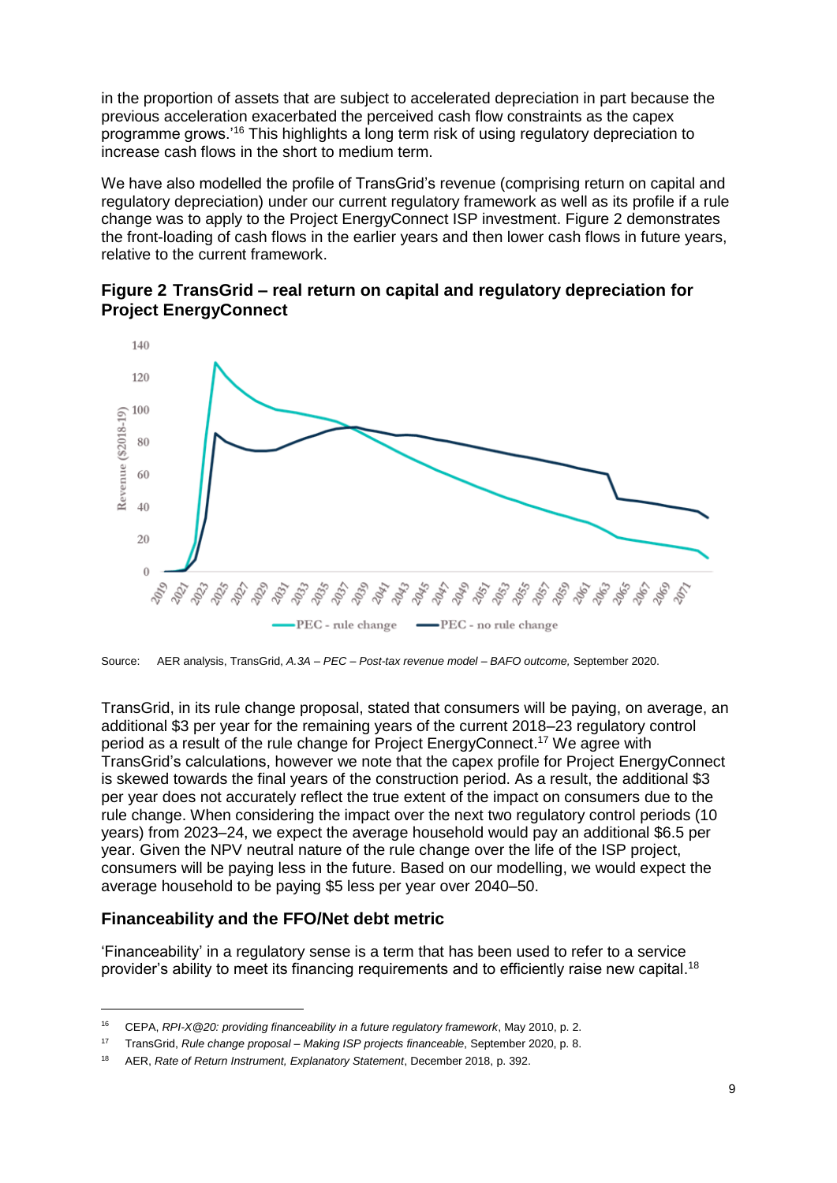in the proportion of assets that are subject to accelerated depreciation in part because the previous acceleration exacerbated the perceived cash flow constraints as the capex programme grows.'[16] This highlights a long term risk of using regulatory depreciation to increase cash flows in the short to medium term.

We have also modelled the profile of TransGrid's revenue (comprising return on capital and regulatory depreciation) under our current regulatory framework as well as its profile if a rule change was to apply to the Project EnergyConnect ISP investment. Figure 2 demonstrates the front-loading of cash flows in the earlier years and then lower cash flows in future years, relative to the current framework.

**Figure 2 TransGrid – real return on capital and regulatory depreciation for Project EnergyConnect**

Source: AER analysis, TransGrid, *A.3A – PEC – Post-tax revenue model – BAFO outcome,* September 2020.

TransGrid, in its rule change proposal, stated that consumers will be paying, on average, an additional $3 per year for the remaining years of the current 2018–23 regulatory control period as a result of the rule change for Project EnergyConnect.[17] We agree with TransGrid's calculations, however we note that the capex profile for Project EnergyConnect is skewed towards the final years of the construction period. As a result, the additional $3 per year does not accurately reflect the true extent of the impact on consumers due to the rule change. When considering the impact over the next two regulatory control periods (10 years) from 2023–24, we expect the average household would pay an additional $6.5 per year. Given the NPV neutral nature of the rule change over the life of the ISP project, consumers will be paying less in the future. Based on our modelling, we would expect the average household to be paying $5 less per year over 2040–50.

### Financeability and the FFO/Net debt metric

'Financeability' in a regulatory sense is a term that has been used to refer to a service provider's ability to meet its financing requirements and to efficiently raise new capital.[18]

---

[16] CEPA, *RPI-X@20: providing financeability in a future regulatory framework*, May 2010, p. 2.

[17] TransGrid, *Rule change proposal – Making ISP projects financeable*, September 2020, p. 8.

[18] AER, *Rate of Return Instrument, Explanatory Statement*, December 2018, p. 392.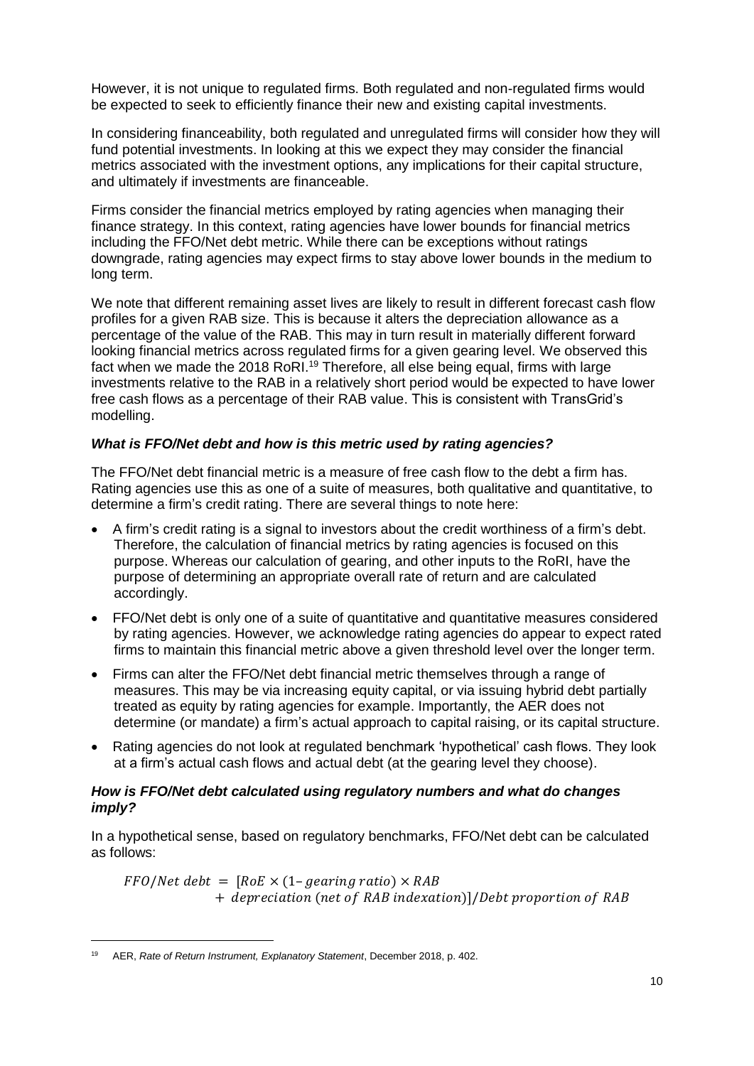However, it is not unique to regulated firms. Both regulated and non-regulated firms would be expected to seek to efficiently finance their new and existing capital investments.

In considering financeability, both regulated and unregulated firms will consider how they will fund potential investments. In looking at this we expect they may consider the financial metrics associated with the investment options, any implications for their capital structure, and ultimately if investments are financeable.

Firms consider the financial metrics employed by rating agencies when managing their finance strategy. In this context, rating agencies have lower bounds for financial metrics including the FFO/Net debt metric. While there can be exceptions without ratings downgrade, rating agencies may expect firms to stay above lower bounds in the medium to long term.

We note that different remaining asset lives are likely to result in different forecast cash flow profiles for a given RAB size. This is because it alters the depreciation allowance as a percentage of the value of the RAB. This may in turn result in materially different forward looking financial metrics across regulated firms for a given gearing level. We observed this fact when we made the 2018 RoRI.[19] Therefore, all else being equal, firms with large investments relative to the RAB in a relatively short period would be expected to have lower free cash flows as a percentage of their RAB value. This is consistent with TransGrid's modelling.

### *What is FFO/Net debt and how is this metric used by rating agencies?*

The FFO/Net debt financial metric is a measure of free cash flow to the debt a firm has. Rating agencies use this as one of a suite of measures, both qualitative and quantitative, to determine a firm's credit rating. There are several things to note here:

- A firm's credit rating is a signal to investors about the credit worthiness of a firm's debt. Therefore, the calculation of financial metrics by rating agencies is focused on this purpose. Whereas our calculation of gearing, and other inputs to the RoRI, have the purpose of determining an appropriate overall rate of return and are calculated accordingly.
- FFO/Net debt is only one of a suite of quantitative and quantitative measures considered by rating agencies. However, we acknowledge rating agencies do appear to expect rated firms to maintain this financial metric above a given threshold level over the longer term.
- Firms can alter the FFO/Net debt financial metric themselves through a range of measures. This may be via increasing equity capital, or via issuing hybrid debt partially treated as equity by rating agencies for example. Importantly, the AER does not determine (or mandate) a firm's actual approach to capital raising, or its capital structure.
- Rating agencies do not look at regulated benchmark 'hypothetical' cash flows. They look at a firm's actual cash flows and actual debt (at the gearing level they choose).

### *How is FFO/Net debt calculated using regulatory numbers and what do changes imply?*

In a hypothetical sense, based on regulatory benchmarks, FFO/Net debt can be calculated as follows:

$$
\begin{aligned}
FFO/Net\ debt\ =\ & [RoE \times (1 - gearing\ ratio) \times RAB \\
& + depreciation\ (net\ of\ RAB\ indexation)]/Debt\ proportion\ of\ RAB
\end{aligned}
$$

[19] AER, *Rate of Return Instrument, Explanatory Statement*, December 2018, p. 402.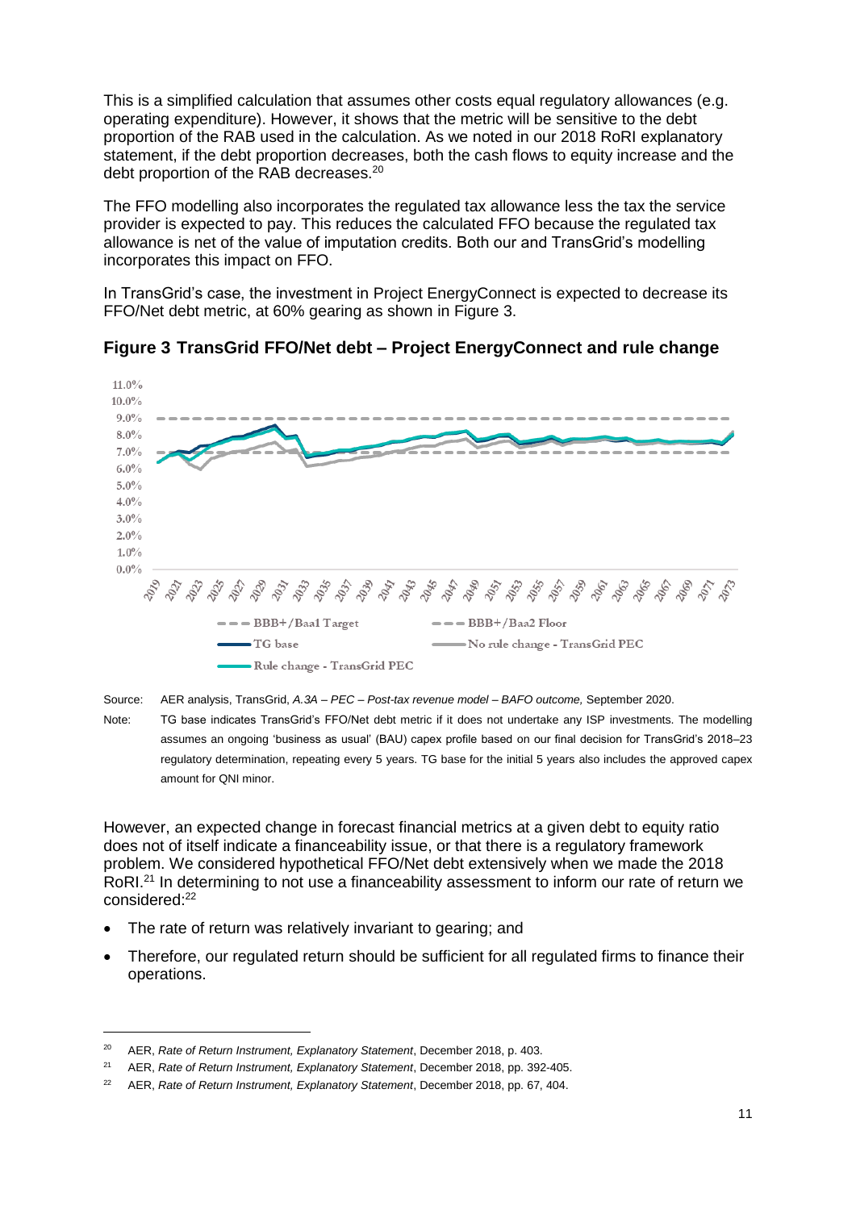This is a simplified calculation that assumes other costs equal regulatory allowances (e.g. operating expenditure). However, it shows that the metric will be sensitive to the debt proportion of the RAB used in the calculation. As we noted in our 2018 RoRI explanatory statement, if the debt proportion decreases, both the cash flows to equity increase and the debt proportion of the RAB decreases.[20]

The FFO modelling also incorporates the regulated tax allowance less the tax the service provider is expected to pay. This reduces the calculated FFO because the regulated tax allowance is net of the value of imputation credits. Both our and TransGrid's modelling incorporates this impact on FFO.

In TransGrid's case, the investment in Project EnergyConnect is expected to decrease its FFO/Net debt metric, at 60% gearing as shown in Figure 3.

**Figure 3 TransGrid FFO/Net debt – Project EnergyConnect and rule change**

Source: AER analysis, TransGrid, *A.3A – PEC – Post-tax revenue model – BAFO outcome,* September 2020.

Note: TG base indicates TransGrid's FFO/Net debt metric if it does not undertake any ISP investments. The modelling assumes an ongoing 'business as usual' (BAU) capex profile based on our final decision for TransGrid's 2018–23 regulatory determination, repeating every 5 years. TG base for the initial 5 years also includes the approved capex amount for QNI minor.

However, an expected change in forecast financial metrics at a given debt to equity ratio does not of itself indicate a financeability issue, or that there is a regulatory framework problem. We considered hypothetical FFO/Net debt extensively when we made the 2018 RoRI.[21] In determining to not use a financeability assessment to inform our rate of return we considered:[22]

- The rate of return was relatively invariant to gearing; and
- Therefore, our regulated return should be sufficient for all regulated firms to finance their operations.

---

[20] AER, *Rate of Return Instrument, Explanatory Statement*, December 2018, p. 403.

[21] AER, *Rate of Return Instrument, Explanatory Statement*, December 2018, pp. 392-405.

[22] AER, *Rate of Return Instrument, Explanatory Statement*, December 2018, pp. 67, 404.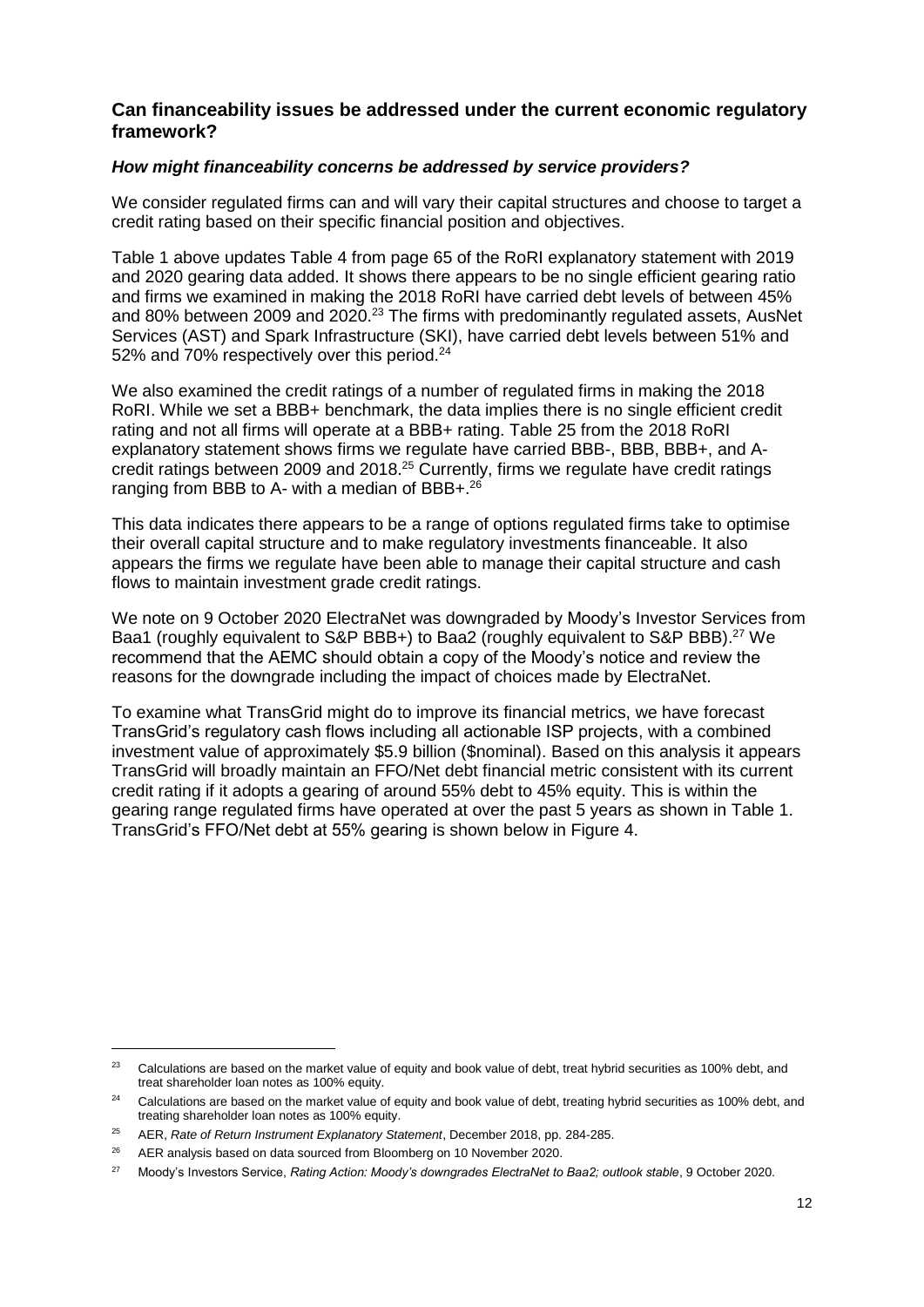## Can financeability issues be addressed under the current economic regulatory framework?

### *How might financeability concerns be addressed by service providers?*

We consider regulated firms can and will vary their capital structures and choose to target a credit rating based on their specific financial position and objectives.

Table 1 above updates Table 4 from page 65 of the RoRI explanatory statement with 2019 and 2020 gearing data added. It shows there appears to be no single efficient gearing ratio and firms we examined in making the 2018 RoRI have carried debt levels of between 45% and 80% between 2009 and 2020.[23] The firms with predominantly regulated assets, AusNet Services (AST) and Spark Infrastructure (SKI), have carried debt levels between 51% and 52% and 70% respectively over this period.[24]

We also examined the credit ratings of a number of regulated firms in making the 2018 RoRI. While we set a BBB+ benchmark, the data implies there is no single efficient credit rating and not all firms will operate at a BBB+ rating. Table 25 from the 2018 RoRI explanatory statement shows firms we regulate have carried BBB-, BBB, BBB+, and A- credit ratings between 2009 and 2018.[25] Currently, firms we regulate have credit ratings ranging from BBB to A- with a median of BBB+.[26]

This data indicates there appears to be a range of options regulated firms take to optimise their overall capital structure and to make regulatory investments financeable. It also appears the firms we regulate have been able to manage their capital structure and cash flows to maintain investment grade credit ratings.

We note on 9 October 2020 ElectraNet was downgraded by Moody's Investor Services from Baa1 (roughly equivalent to S&P BBB+) to Baa2 (roughly equivalent to S&P BBB).[27] We recommend that the AEMC should obtain a copy of the Moody's notice and review the reasons for the downgrade including the impact of choices made by ElectraNet.

To examine what TransGrid might do to improve its financial metrics, we have forecast TransGrid's regulatory cash flows including all actionable ISP projects, with a combined investment value of approximately $5.9 billion ($nominal). Based on this analysis it appears TransGrid will broadly maintain an FFO/Net debt financial metric consistent with its current credit rating if it adopts a gearing of around 55% debt to 45% equity. This is within the gearing range regulated firms have operated at over the past 5 years as shown in Table 1. TransGrid's FFO/Net debt at 55% gearing is shown below in Figure 4.

---

[23] Calculations are based on the market value of equity and book value of debt, treat hybrid securities as 100% debt, and treat shareholder loan notes as 100% equity.

[24] Calculations are based on the market value of equity and book value of debt, treating hybrid securities as 100% debt, and treating shareholder loan notes as 100% equity.

[25] AER, *Rate of Return Instrument Explanatory Statement*, December 2018, pp. 284-285.

[26] AER analysis based on data sourced from Bloomberg on 10 November 2020.

[27] Moody's Investors Service, *Rating Action: Moody's downgrades ElectraNet to Baa2; outlook stable*, 9 October 2020.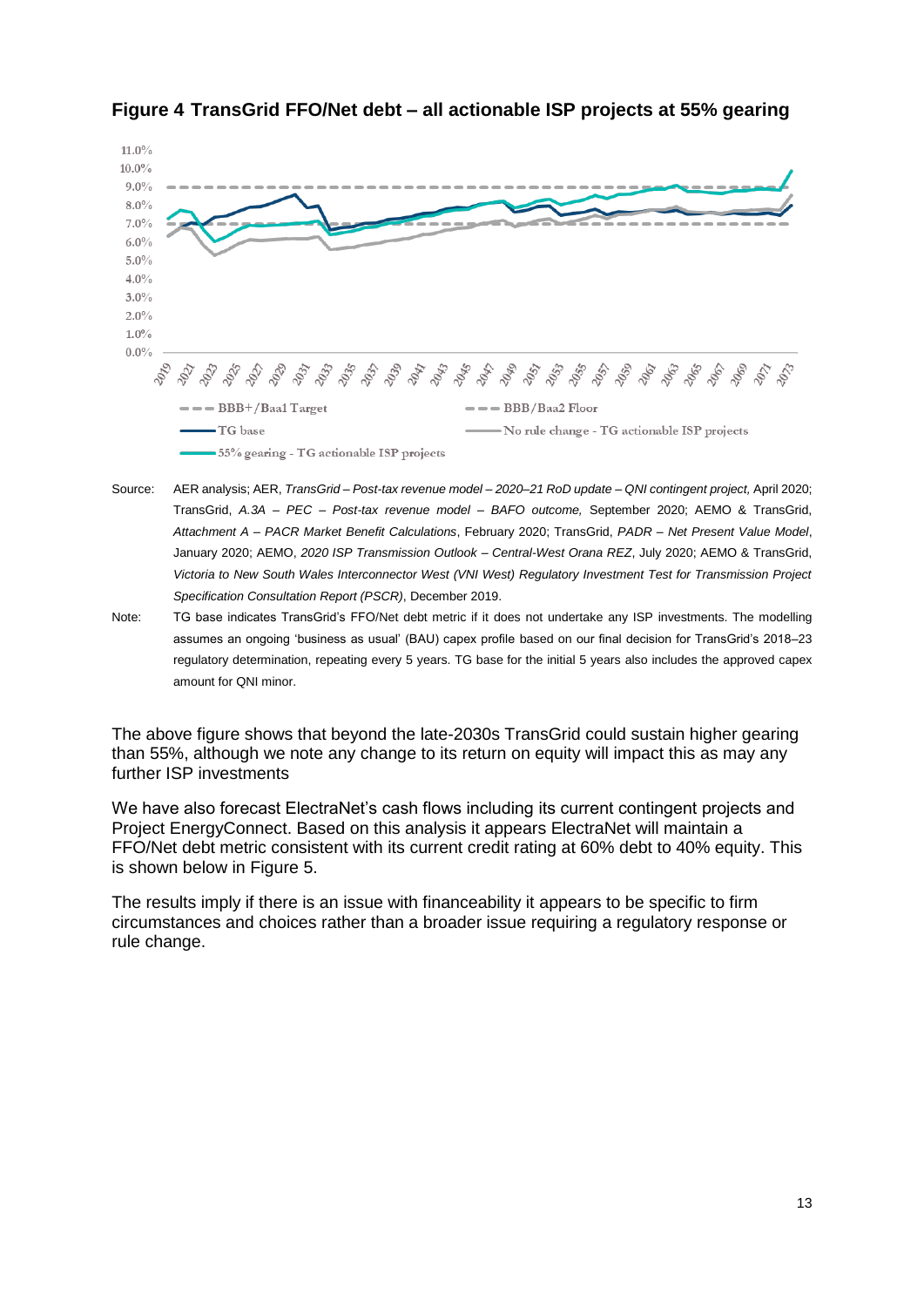**Figure 4 TransGrid FFO/Net debt – all actionable ISP projects at 55% gearing**

Source: AER analysis; AER, *TransGrid – Post-tax revenue model – 2020–21 RoD update – QNI contingent project,* April 2020; TransGrid, *A.3A – PEC – Post-tax revenue model – BAFO outcome,* September 2020; AEMO & TransGrid, *Attachment A – PACR Market Benefit Calculations*, February 2020; TransGrid, *PADR – Net Present Value Model*, January 2020; AEMO, *2020 ISP Transmission Outlook – Central-West Orana REZ*, July 2020; AEMO & TransGrid, *Victoria to New South Wales Interconnector West (VNI West) Regulatory Investment Test for Transmission Project Specification Consultation Report (PSCR)*, December 2019.

Note: TG base indicates TransGrid's FFO/Net debt metric if it does not undertake any ISP investments. The modelling assumes an ongoing 'business as usual' (BAU) capex profile based on our final decision for TransGrid's 2018–23 regulatory determination, repeating every 5 years. TG base for the initial 5 years also includes the approved capex amount for QNI minor.

The above figure shows that beyond the late-2030s TransGrid could sustain higher gearing than 55%, although we note any change to its return on equity will impact this as may any further ISP investments

We have also forecast ElectraNet's cash flows including its current contingent projects and Project EnergyConnect. Based on this analysis it appears ElectraNet will maintain a FFO/Net debt metric consistent with its current credit rating at 60% debt to 40% equity. This is shown below in Figure 5.

The results imply if there is an issue with financeability it appears to be specific to firm circumstances and choices rather than a broader issue requiring a regulatory response or rule change.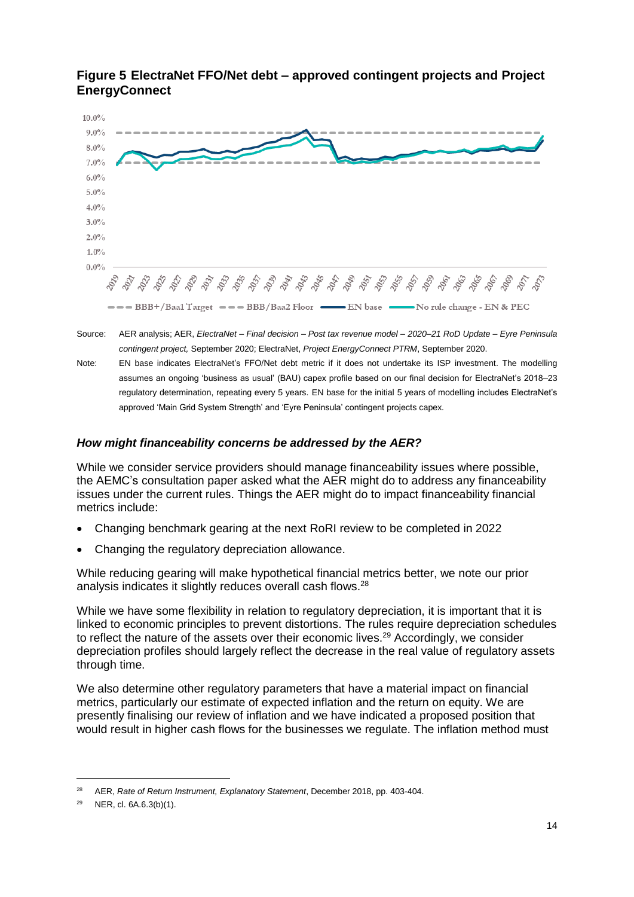**Figure 5 ElectraNet FFO/Net debt – approved contingent projects and Project EnergyConnect**

Source: AER analysis; AER, *ElectraNet – Final decision – Post tax revenue model – 2020–21 RoD Update – Eyre Peninsula contingent project,* September 2020; ElectraNet, *Project EnergyConnect PTRM*, September 2020.

Note: EN base indicates ElectraNet's FFO/Net debt metric if it does not undertake its ISP investment. The modelling assumes an ongoing 'business as usual' (BAU) capex profile based on our final decision for ElectraNet's 2018–23 regulatory determination, repeating every 5 years. EN base for the initial 5 years of modelling includes ElectraNet's approved 'Main Grid System Strength' and 'Eyre Peninsula' contingent projects capex.

### *How might financeability concerns be addressed by the AER?*

While we consider service providers should manage financeability issues where possible, the AEMC's consultation paper asked what the AER might do to address any financeability issues under the current rules. Things the AER might do to impact financeability financial metrics include:

- Changing benchmark gearing at the next RoRI review to be completed in 2022
- Changing the regulatory depreciation allowance.

While reducing gearing will make hypothetical financial metrics better, we note our prior analysis indicates it slightly reduces overall cash flows.[28]

While we have some flexibility in relation to regulatory depreciation, it is important that it is linked to economic principles to prevent distortions. The rules require depreciation schedules to reflect the nature of the assets over their economic lives.[29] Accordingly, we consider depreciation profiles should largely reflect the decrease in the real value of regulatory assets through time.

We also determine other regulatory parameters that have a material impact on financial metrics, particularly our estimate of expected inflation and the return on equity. We are presently finalising our review of inflation and we have indicated a proposed position that would result in higher cash flows for the businesses we regulate. The inflation method must

[28] AER, *Rate of Return Instrument, Explanatory Statement*, December 2018, pp. 403-404.

[29] NER, cl. 6A.6.3(b)(1).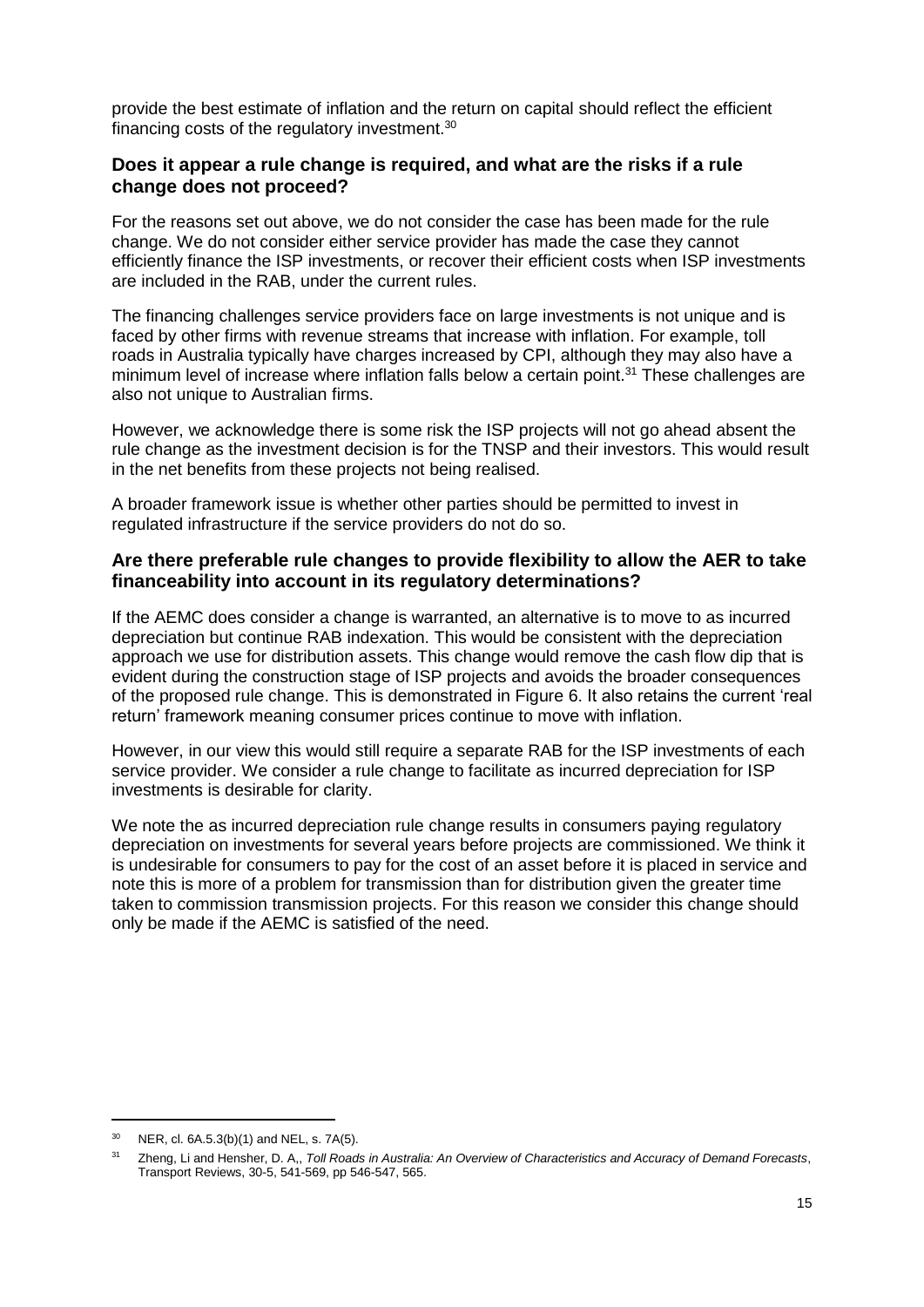provide the best estimate of inflation and the return on capital should reflect the efficient financing costs of the regulatory investment.[30]

### Does it appear a rule change is required, and what are the risks if a rule change does not proceed?

For the reasons set out above, we do not consider the case has been made for the rule change. We do not consider either service provider has made the case they cannot efficiently finance the ISP investments, or recover their efficient costs when ISP investments are included in the RAB, under the current rules.

The financing challenges service providers face on large investments is not unique and is faced by other firms with revenue streams that increase with inflation. For example, toll roads in Australia typically have charges increased by CPI, although they may also have a minimum level of increase where inflation falls below a certain point.[31] These challenges are also not unique to Australian firms.

However, we acknowledge there is some risk the ISP projects will not go ahead absent the rule change as the investment decision is for the TNSP and their investors. This would result in the net benefits from these projects not being realised.

A broader framework issue is whether other parties should be permitted to invest in regulated infrastructure if the service providers do not do so.

### Are there preferable rule changes to provide flexibility to allow the AER to take financeability into account in its regulatory determinations?

If the AEMC does consider a change is warranted, an alternative is to move to as incurred depreciation but continue RAB indexation. This would be consistent with the depreciation approach we use for distribution assets. This change would remove the cash flow dip that is evident during the construction stage of ISP projects and avoids the broader consequences of the proposed rule change. This is demonstrated in Figure 6. It also retains the current 'real return' framework meaning consumer prices continue to move with inflation.

However, in our view this would still require a separate RAB for the ISP investments of each service provider. We consider a rule change to facilitate as incurred depreciation for ISP investments is desirable for clarity.

We note the as incurred depreciation rule change results in consumers paying regulatory depreciation on investments for several years before projects are commissioned. We think it is undesirable for consumers to pay for the cost of an asset before it is placed in service and note this is more of a problem for transmission than for distribution given the greater time taken to commission transmission projects. For this reason we consider this change should only be made if the AEMC is satisfied of the need.

---

[30] NER, cl. 6A.5.3(b)(1) and NEL, s. 7A(5).

[31] Zheng, Li and Hensher, D. A,, *Toll Roads in Australia: An Overview of Characteristics and Accuracy of Demand Forecasts*, Transport Reviews, 30-5, 541-569, pp 546-547, 565.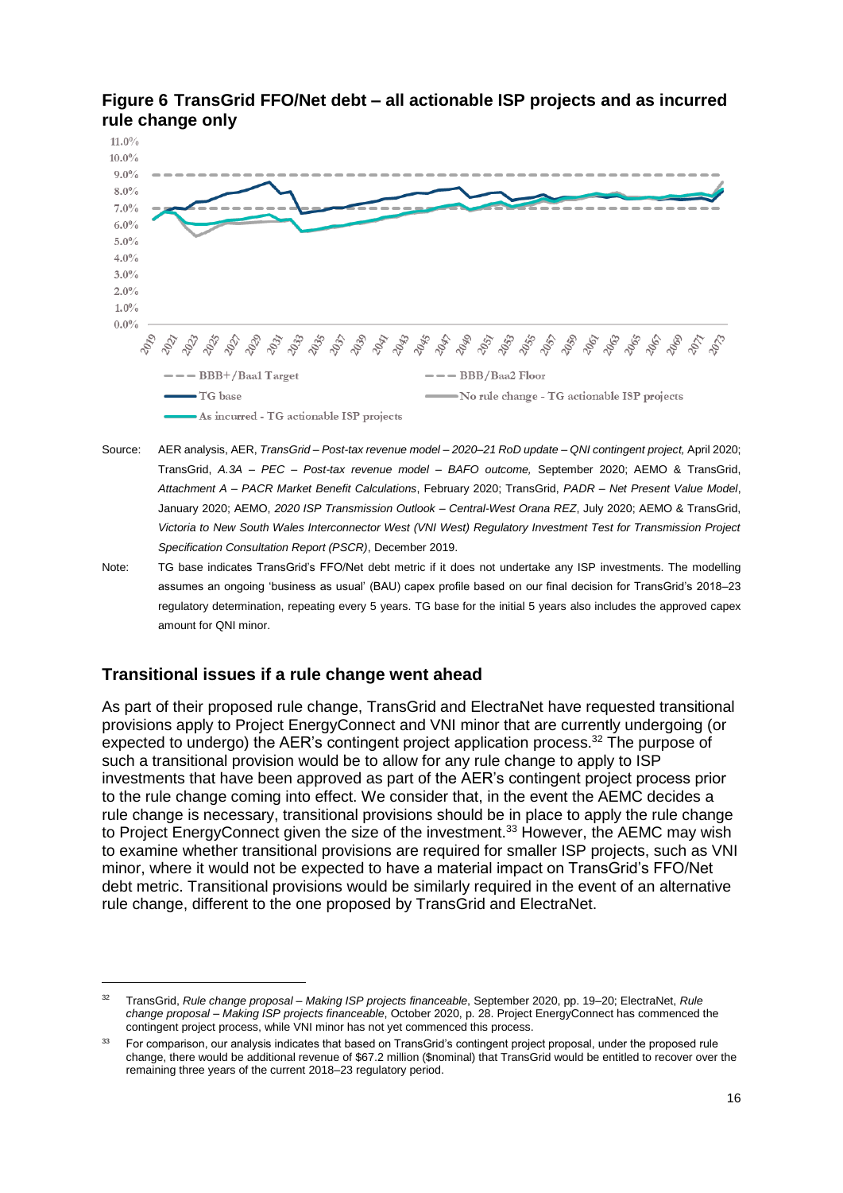**Figure 6 TransGrid FFO/Net debt – all actionable ISP projects and as incurred rule change only**

Source: AER analysis, AER, *TransGrid – Post-tax revenue model – 2020–21 RoD update – QNI contingent project,* April 2020; TransGrid, *A.3A – PEC – Post-tax revenue model – BAFO outcome,* September 2020; AEMO & TransGrid, *Attachment A – PACR Market Benefit Calculations*, February 2020; TransGrid, *PADR – Net Present Value Model*, January 2020; AEMO, *2020 ISP Transmission Outlook – Central-West Orana REZ*, July 2020; AEMO & TransGrid, *Victoria to New South Wales Interconnector West (VNI West) Regulatory Investment Test for Transmission Project Specification Consultation Report (PSCR)*, December 2019.

Note: TG base indicates TransGrid's FFO/Net debt metric if it does not undertake any ISP investments. The modelling assumes an ongoing 'business as usual' (BAU) capex profile based on our final decision for TransGrid's 2018–23 regulatory determination, repeating every 5 years. TG base for the initial 5 years also includes the approved capex amount for QNI minor.

## Transitional issues if a rule change went ahead

As part of their proposed rule change, TransGrid and ElectraNet have requested transitional provisions apply to Project EnergyConnect and VNI minor that are currently undergoing (or expected to undergo) the AER's contingent project application process.[32] The purpose of such a transitional provision would be to allow for any rule change to apply to ISP investments that have been approved as part of the AER's contingent project process prior to the rule change coming into effect. We consider that, in the event the AEMC decides a rule change is necessary, transitional provisions should be in place to apply the rule change to Project EnergyConnect given the size of the investment.[33] However, the AEMC may wish to examine whether transitional provisions are required for smaller ISP projects, such as VNI minor, where it would not be expected to have a material impact on TransGrid's FFO/Net debt metric. Transitional provisions would be similarly required in the event of an alternative rule change, different to the one proposed by TransGrid and ElectraNet.

---

[32] TransGrid, *Rule change proposal – Making ISP projects financeable*, September 2020, pp. 19–20; ElectraNet, *Rule change proposal – Making ISP projects financeable*, October 2020, p. 28. Project EnergyConnect has commenced the contingent project process, while VNI minor has not yet commenced this process.

[33] For comparison, our analysis indicates that based on TransGrid's contingent project proposal, under the proposed rule change, there would be additional revenue of $67.2 million ($nominal) that TransGrid would be entitled to recover over the remaining three years of the current 2018–23 regulatory period.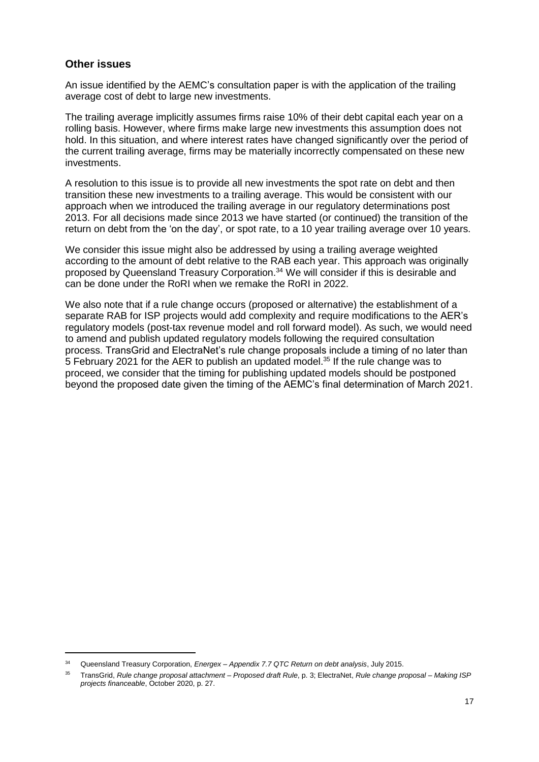### Other issues

An issue identified by the AEMC's consultation paper is with the application of the trailing average cost of debt to large new investments.

The trailing average implicitly assumes firms raise 10% of their debt capital each year on a rolling basis. However, where firms make large new investments this assumption does not hold. In this situation, and where interest rates have changed significantly over the period of the current trailing average, firms may be materially incorrectly compensated on these new investments.

A resolution to this issue is to provide all new investments the spot rate on debt and then transition these new investments to a trailing average. This would be consistent with our approach when we introduced the trailing average in our regulatory determinations post 2013. For all decisions made since 2013 we have started (or continued) the transition of the return on debt from the 'on the day', or spot rate, to a 10 year trailing average over 10 years.

We consider this issue might also be addressed by using a trailing average weighted according to the amount of debt relative to the RAB each year. This approach was originally proposed by Queensland Treasury Corporation.[34] We will consider if this is desirable and can be done under the RoRI when we remake the RoRI in 2022.

We also note that if a rule change occurs (proposed or alternative) the establishment of a separate RAB for ISP projects would add complexity and require modifications to the AER's regulatory models (post-tax revenue model and roll forward model). As such, we would need to amend and publish updated regulatory models following the required consultation process. TransGrid and ElectraNet's rule change proposals include a timing of no later than 5 February 2021 for the AER to publish an updated model.[35] If the rule change was to proceed, we consider that the timing for publishing updated models should be postponed beyond the proposed date given the timing of the AEMC's final determination of March 2021.

---

[34] Queensland Treasury Corporation, *Energex – Appendix 7.7 QTC Return on debt analysis*, July 2015.

[35] TransGrid, *Rule change proposal attachment – Proposed draft Rule*, p. 3; ElectraNet, *Rule change proposal – Making ISP projects financeable*, October 2020, p. 27.